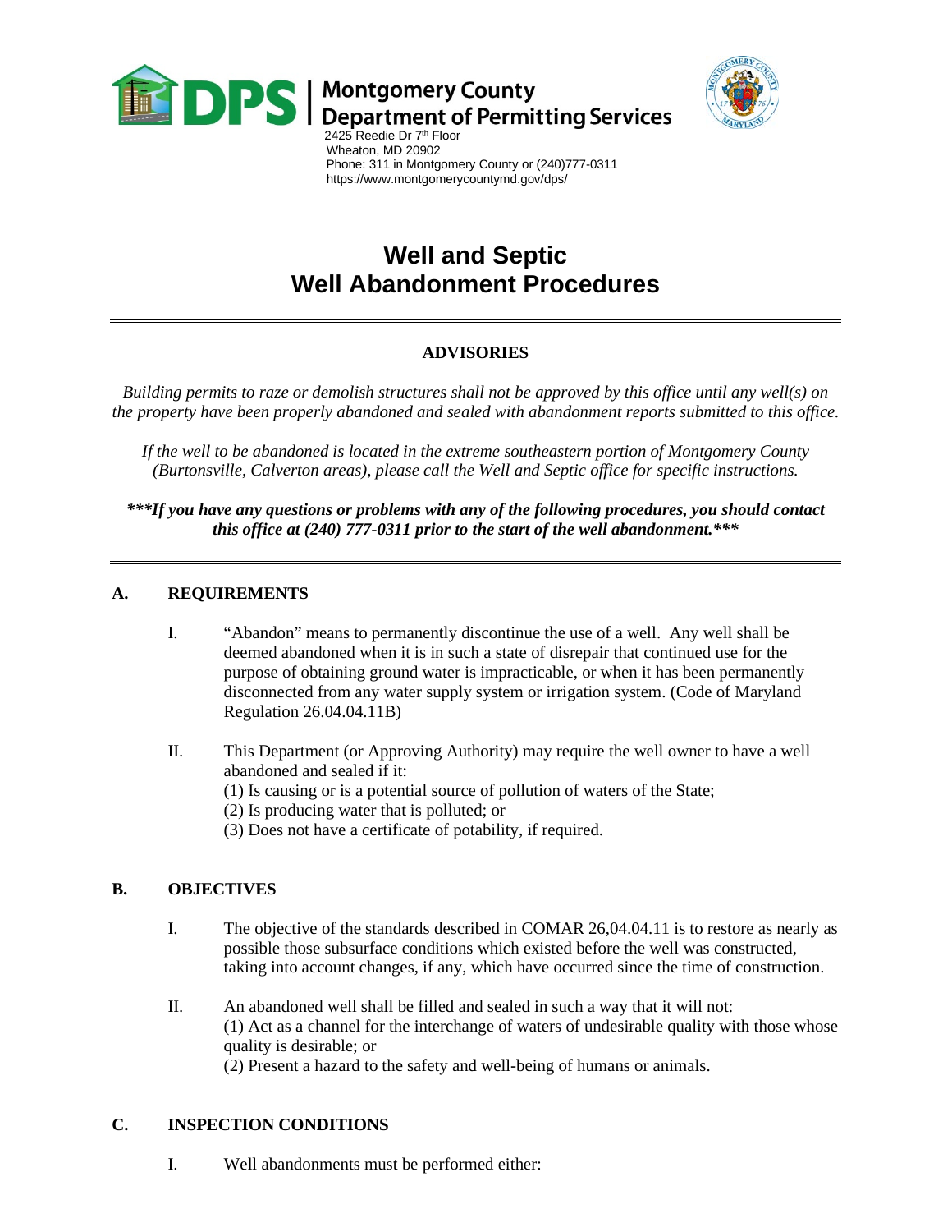**DPS | Montgomery County Department of Permitting Services**
2425 Reedie Dr 7th Floor
Wheaton, MD 20902
Phone: 311 in Montgomery County or (240)777-0311
https://www.montgomerycountymd.gov/dps/

# Well and Septic
# Well Abandonment Procedures

---

**ADVISORIES**

*Building permits to raze or demolish structures shall not be approved by this office until any well(s) on the property have been properly abandoned and sealed with abandonment reports submitted to this office.*

*If the well to be abandoned is located in the extreme southeastern portion of Montgomery County (Burtonsville, Calverton areas), please call the Well and Septic office for specific instructions.*

***\*\*\*If you have any questions or problems with any of the following procedures, you should contact this office at (240) 777-0311 prior to the start of the well abandonment.\*\*\****

---

## A. REQUIREMENTS

I. "Abandon" means to permanently discontinue the use of a well. Any well shall be deemed abandoned when it is in such a state of disrepair that continued use for the purpose of obtaining ground water is impracticable, or when it has been permanently disconnected from any water supply system or irrigation system. (Code of Maryland Regulation 26.04.04.11B)

II. This Department (or Approving Authority) may require the well owner to have a well abandoned and sealed if it:
(1) Is causing or is a potential source of pollution of waters of the State;
(2) Is producing water that is polluted; or
(3) Does not have a certificate of potability, if required.

## B. OBJECTIVES

I. The objective of the standards described in COMAR 26,04.04.11 is to restore as nearly as possible those subsurface conditions which existed before the well was constructed, taking into account changes, if any, which have occurred since the time of construction.

II. An abandoned well shall be filled and sealed in such a way that it will not:
(1) Act as a channel for the interchange of waters of undesirable quality with those whose quality is desirable; or
(2) Present a hazard to the safety and well-being of humans or animals.

## C. INSPECTION CONDITIONS

I. Well abandonments must be performed either: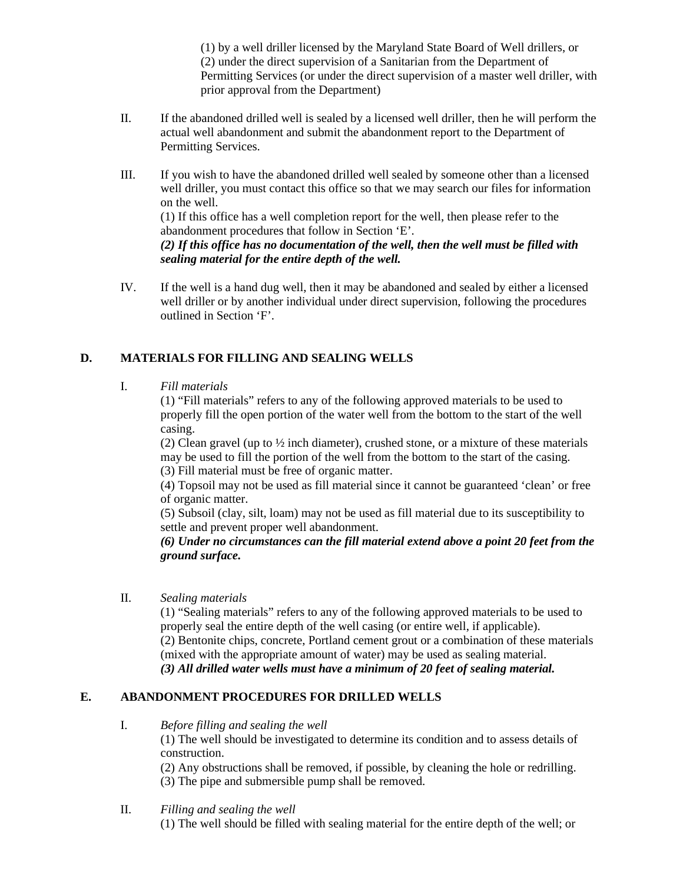(1) by a well driller licensed by the Maryland State Board of Well drillers, or
(2) under the direct supervision of a Sanitarian from the Department of Permitting Services (or under the direct supervision of a master well driller, with prior approval from the Department)

II. If the abandoned drilled well is sealed by a licensed well driller, then he will perform the actual well abandonment and submit the abandonment report to the Department of Permitting Services.

III. If you wish to have the abandoned drilled well sealed by someone other than a licensed well driller, you must contact this office so that we may search our files for information on the well.
(1) If this office has a well completion report for the well, then please refer to the abandonment procedures that follow in Section 'E'.
***(2) If this office has no documentation of the well, then the well must be filled with sealing material for the entire depth of the well.***

IV. If the well is a hand dug well, then it may be abandoned and sealed by either a licensed well driller or by another individual under direct supervision, following the procedures outlined in Section 'F'.

## D. MATERIALS FOR FILLING AND SEALING WELLS

I. *Fill materials*
(1) "Fill materials" refers to any of the following approved materials to be used to properly fill the open portion of the water well from the bottom to the start of the well casing.
(2) Clean gravel (up to ½ inch diameter), crushed stone, or a mixture of these materials may be used to fill the portion of the well from the bottom to the start of the casing.
(3) Fill material must be free of organic matter.
(4) Topsoil may not be used as fill material since it cannot be guaranteed 'clean' or free of organic matter.
(5) Subsoil (clay, silt, loam) may not be used as fill material due to its susceptibility to settle and prevent proper well abandonment.
***(6) Under no circumstances can the fill material extend above a point 20 feet from the ground surface.***

II. *Sealing materials*
(1) "Sealing materials" refers to any of the following approved materials to be used to properly seal the entire depth of the well casing (or entire well, if applicable).
(2) Bentonite chips, concrete, Portland cement grout or a combination of these materials (mixed with the appropriate amount of water) may be used as sealing material.
***(3) All drilled water wells must have a minimum of 20 feet of sealing material.***

## E. ABANDONMENT PROCEDURES FOR DRILLED WELLS

I. *Before filling and sealing the well*
(1) The well should be investigated to determine its condition and to assess details of construction.
(2) Any obstructions shall be removed, if possible, by cleaning the hole or redrilling.
(3) The pipe and submersible pump shall be removed.

II. *Filling and sealing the well*
(1) The well should be filled with sealing material for the entire depth of the well; or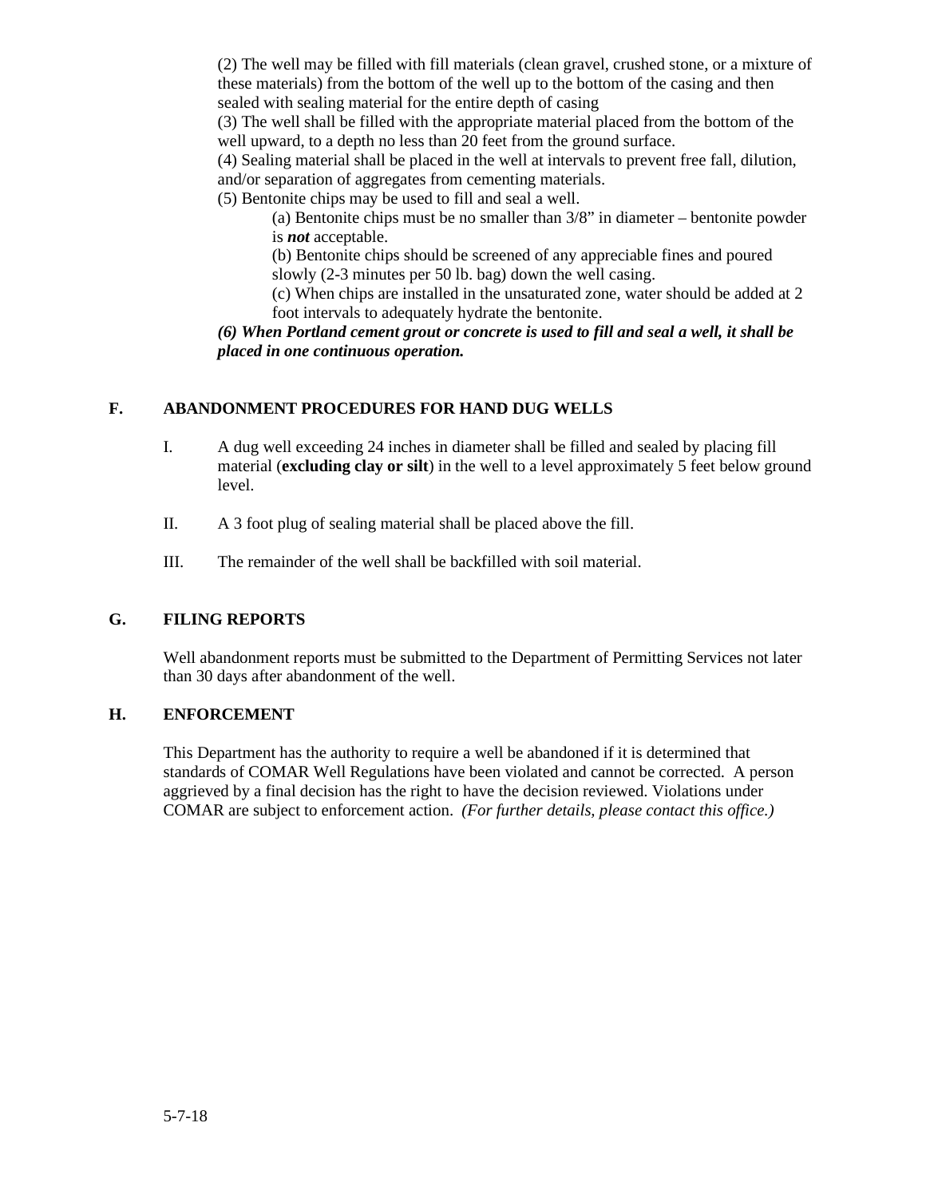(2) The well may be filled with fill materials (clean gravel, crushed stone, or a mixture of these materials) from the bottom of the well up to the bottom of the casing and then sealed with sealing material for the entire depth of casing

(3) The well shall be filled with the appropriate material placed from the bottom of the well upward, to a depth no less than 20 feet from the ground surface.

(4) Sealing material shall be placed in the well at intervals to prevent free fall, dilution, and/or separation of aggregates from cementing materials.

(5) Bentonite chips may be used to fill and seal a well.

- (a) Bentonite chips must be no smaller than 3/8" in diameter – bentonite powder is ***not*** acceptable.
- (b) Bentonite chips should be screened of any appreciable fines and poured slowly (2-3 minutes per 50 lb. bag) down the well casing.
- (c) When chips are installed in the unsaturated zone, water should be added at 2 foot intervals to adequately hydrate the bentonite.

***(6) When Portland cement grout or concrete is used to fill and seal a well, it shall be placed in one continuous operation.***

## F. ABANDONMENT PROCEDURES FOR HAND DUG WELLS

I. A dug well exceeding 24 inches in diameter shall be filled and sealed by placing fill material (**excluding clay or silt**) in the well to a level approximately 5 feet below ground level.

II. A 3 foot plug of sealing material shall be placed above the fill.

III. The remainder of the well shall be backfilled with soil material.

## G. FILING REPORTS

Well abandonment reports must be submitted to the Department of Permitting Services not later than 30 days after abandonment of the well.

## H. ENFORCEMENT

This Department has the authority to require a well be abandoned if it is determined that standards of COMAR Well Regulations have been violated and cannot be corrected. A person aggrieved by a final decision has the right to have the decision reviewed. Violations under COMAR are subject to enforcement action. *(For further details, please contact this office.)*

5-7-18